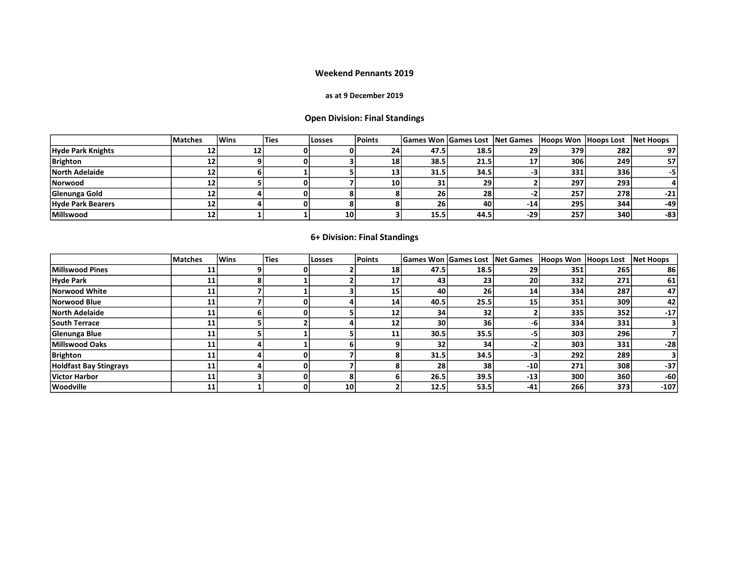# Weekend Pennants 2019

**as at 9 December 2019**

## Open Division: Final Standings

| | Matches | Wins | Ties | Losses | Points | Games Won | Games Lost | Net Games | Hoops Won | Hoops Lost | Net Hoops |
|---|---|---|---|---|---|---|---|---|---|---|---|
| **Hyde Park Knights** | 12 | 12 | 0 | 0 | 24 | 47.5 | 18.5 | 29 | 379 | 282 | 97 |
| **Brighton** | 12 | 9 | 0 | 3 | 18 | 38.5 | 21.5 | 17 | 306 | 249 | 57 |
| **North Adelaide** | 12 | 6 | 1 | 5 | 13 | 31.5 | 34.5 | -3 | 331 | 336 | -5 |
| **Norwood** | 12 | 5 | 0 | 7 | 10 | 31 | 29 | 2 | 297 | 293 | 4 |
| **Glenunga Gold** | 12 | 4 | 0 | 8 | 8 | 26 | 28 | -2 | 257 | 278 | -21 |
| **Hyde Park Bearers** | 12 | 4 | 0 | 8 | 8 | 26 | 40 | -14 | 295 | 344 | -49 |
| **Millswood** | 12 | 1 | 1 | 10 | 3 | 15.5 | 44.5 | -29 | 257 | 340 | -83 |

## 6+ Division: Final Standings

| | Matches | Wins | Ties | Losses | Points | Games Won | Games Lost | Net Games | Hoops Won | Hoops Lost | Net Hoops |
|---|---|---|---|---|---|---|---|---|---|---|---|
| **Millswood Pines** | 11 | 9 | 0 | 2 | 18 | 47.5 | 18.5 | 29 | 351 | 265 | 86 |
| **Hyde Park** | 11 | 8 | 1 | 2 | 17 | 43 | 23 | 20 | 332 | 271 | 61 |
| **Norwood White** | 11 | 7 | 1 | 3 | 15 | 40 | 26 | 14 | 334 | 287 | 47 |
| **Norwood Blue** | 11 | 7 | 0 | 4 | 14 | 40.5 | 25.5 | 15 | 351 | 309 | 42 |
| **North Adelaide** | 11 | 6 | 0 | 5 | 12 | 34 | 32 | 2 | 335 | 352 | -17 |
| **South Terrace** | 11 | 5 | 2 | 4 | 12 | 30 | 36 | -6 | 334 | 331 | 3 |
| **Glenunga Blue** | 11 | 5 | 1 | 5 | 11 | 30.5 | 35.5 | -5 | 303 | 296 | 7 |
| **Millswood Oaks** | 11 | 4 | 1 | 6 | 9 | 32 | 34 | -2 | 303 | 331 | -28 |
| **Brighton** | 11 | 4 | 0 | 7 | 8 | 31.5 | 34.5 | -3 | 292 | 289 | 3 |
| **Holdfast Bay Stingrays** | 11 | 4 | 0 | 7 | 8 | 28 | 38 | -10 | 271 | 308 | -37 |
| **Victor Harbor** | 11 | 3 | 0 | 8 | 6 | 26.5 | 39.5 | -13 | 300 | 360 | -60 |
| **Woodville** | 11 | 1 | 0 | 10 | 2 | 12.5 | 53.5 | -41 | 266 | 373 | -107 |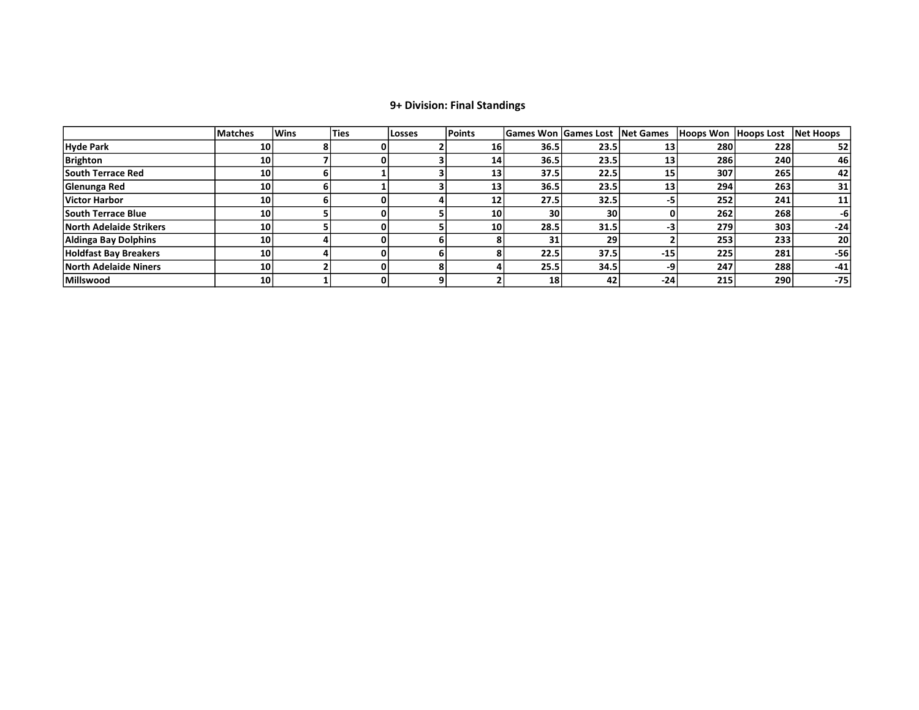## 9+ Division: Final Standings

| | Matches | Wins | Ties | Losses | Points | Games Won | Games Lost | Net Games | Hoops Won | Hoops Lost | Net Hoops |
|---|---|---|---|---|---|---|---|---|---|---|---|
| **Hyde Park** | 10 | 8 | 0 | 2 | 16 | 36.5 | 23.5 | 13 | 280 | 228 | 52 |
| **Brighton** | 10 | 7 | 0 | 3 | 14 | 36.5 | 23.5 | 13 | 286 | 240 | 46 |
| **South Terrace Red** | 10 | 6 | 1 | 3 | 13 | 37.5 | 22.5 | 15 | 307 | 265 | 42 |
| **Glenunga Red** | 10 | 6 | 1 | 3 | 13 | 36.5 | 23.5 | 13 | 294 | 263 | 31 |
| **Victor Harbor** | 10 | 6 | 0 | 4 | 12 | 27.5 | 32.5 | -5 | 252 | 241 | 11 |
| **South Terrace Blue** | 10 | 5 | 0 | 5 | 10 | 30 | 30 | 0 | 262 | 268 | -6 |
| **North Adelaide Strikers** | 10 | 5 | 0 | 5 | 10 | 28.5 | 31.5 | -3 | 279 | 303 | -24 |
| **Aldinga Bay Dolphins** | 10 | 4 | 0 | 6 | 8 | 31 | 29 | 2 | 253 | 233 | 20 |
| **Holdfast Bay Breakers** | 10 | 4 | 0 | 6 | 8 | 22.5 | 37.5 | -15 | 225 | 281 | -56 |
| **North Adelaide Niners** | 10 | 2 | 0 | 8 | 4 | 25.5 | 34.5 | -9 | 247 | 288 | -41 |
| **Millswood** | 10 | 1 | 0 | 9 | 2 | 18 | 42 | -24 | 215 | 290 | -75 |